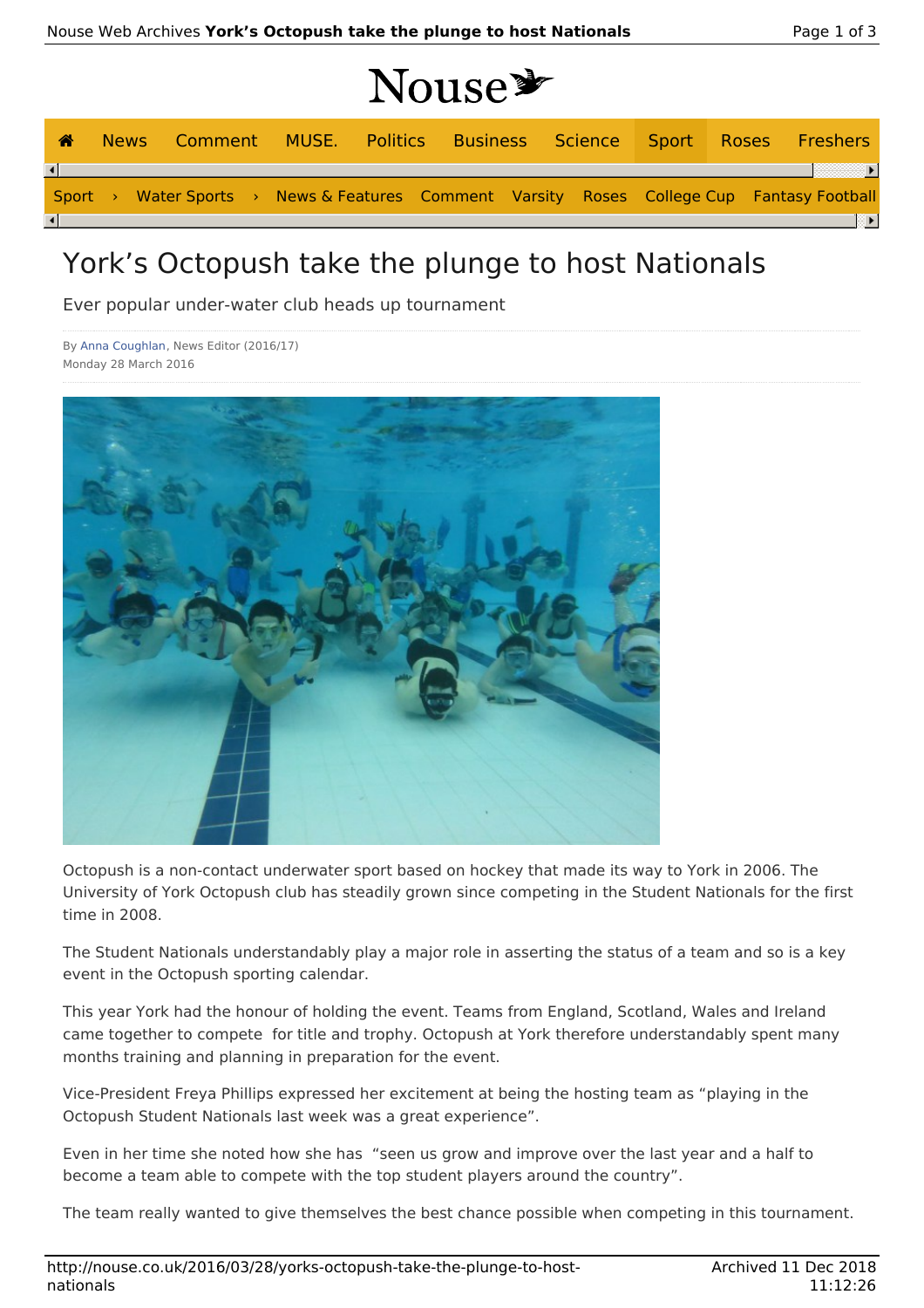# York's Octopush take the plunge to host Nationals

Ever popular under-water club heads up tournament

By Anna Coughlan, News Editor (2016/17)
Monday 28 March 2016

Octopush is a non-contact underwater sport based on hockey that made its way to York in 2006. The University of York Octopush club has steadily grown since competing in the Student Nationals for the first time in 2008.

The Student Nationals understandably play a major role in asserting the status of a team and so is a key event in the Octopush sporting calendar.

This year York had the honour of holding the event. Teams from England, Scotland, Wales and Ireland came together to compete for title and trophy. Octopush at York therefore understandably spent many months training and planning in preparation for the event.

Vice-President Freya Phillips expressed her excitement at being the hosting team as "playing in the Octopush Student Nationals last week was a great experience".

Even in her time she noted how she has "seen us grow and improve over the last year and a half to become a team able to compete with the top student players around the country".

The team really wanted to give themselves the best chance possible when competing in this tournament.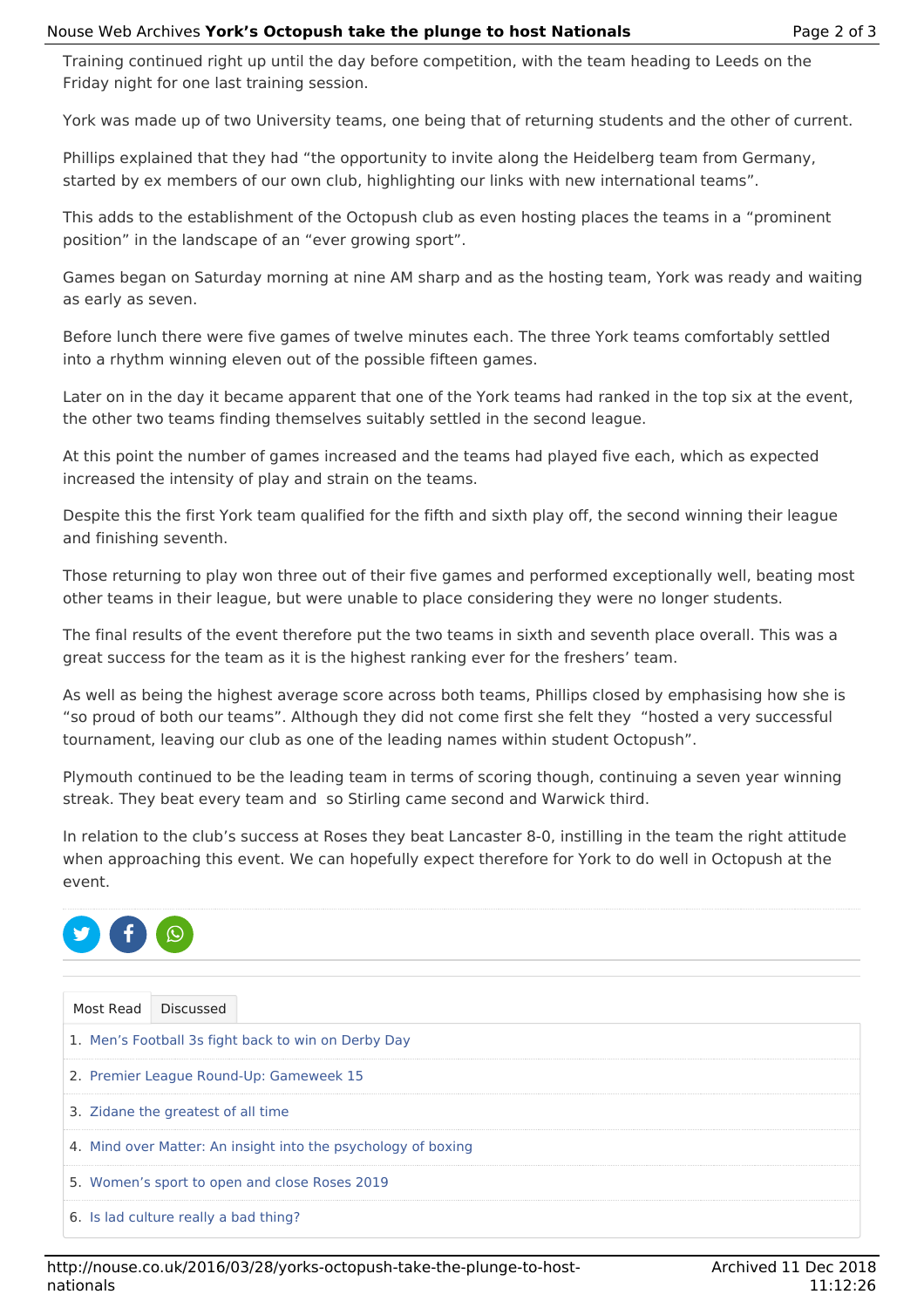Training continued right up until the day before competition, with the team heading to Leeds on the Friday night for one last training session.

York was made up of two University teams, one being that of returning students and the other of current.

Phillips explained that they had “the opportunity to invite along the Heidelberg team from Germany, started by ex members of our own club, highlighting our links with new international teams”.

This adds to the establishment of the Octopush club as even hosting places the teams in a “prominent position” in the landscape of an “ever growing sport”.

Games began on Saturday morning at nine AM sharp and as the hosting team, York was ready and waiting as early as seven.

Before lunch there were five games of twelve minutes each. The three York teams comfortably settled into a rhythm winning eleven out of the possible fifteen games.

Later on in the day it became apparent that one of the York teams had ranked in the top six at the event, the other two teams finding themselves suitably settled in the second league.

At this point the number of games increased and the teams had played five each, which as expected increased the intensity of play and strain on the teams.

Despite this the first York team qualified for the fifth and sixth play off, the second winning their league and finishing seventh.

Those returning to play won three out of their five games and performed exceptionally well, beating most other teams in their league, but were unable to place considering they were no longer students.

The final results of the event therefore put the two teams in sixth and seventh place overall. This was a great success for the team as it is the highest ranking ever for the freshers’ team.

As well as being the highest average score across both teams, Phillips closed by emphasising how she is “so proud of both our teams”. Although they did not come first she felt they “hosted a very successful tournament, leaving our club as one of the leading names within student Octopush”.

Plymouth continued to be the leading team in terms of scoring though, continuing a seven year winning streak. They beat every team and so Stirling came second and Warwick third.

In relation to the club’s success at Roses they beat Lancaster 8-0, instilling in the team the right attitude when approaching this event. We can hopefully expect therefore for York to do well in Octopush at the event.

Most Read | Discussed

1. Men’s Football 3s fight back to win on Derby Day
2. Premier League Round-Up: Gameweek 15
3. Zidane the greatest of all time
4. Mind over Matter: An insight into the psychology of boxing
5. Women’s sport to open and close Roses 2019
6. Is lad culture really a bad thing?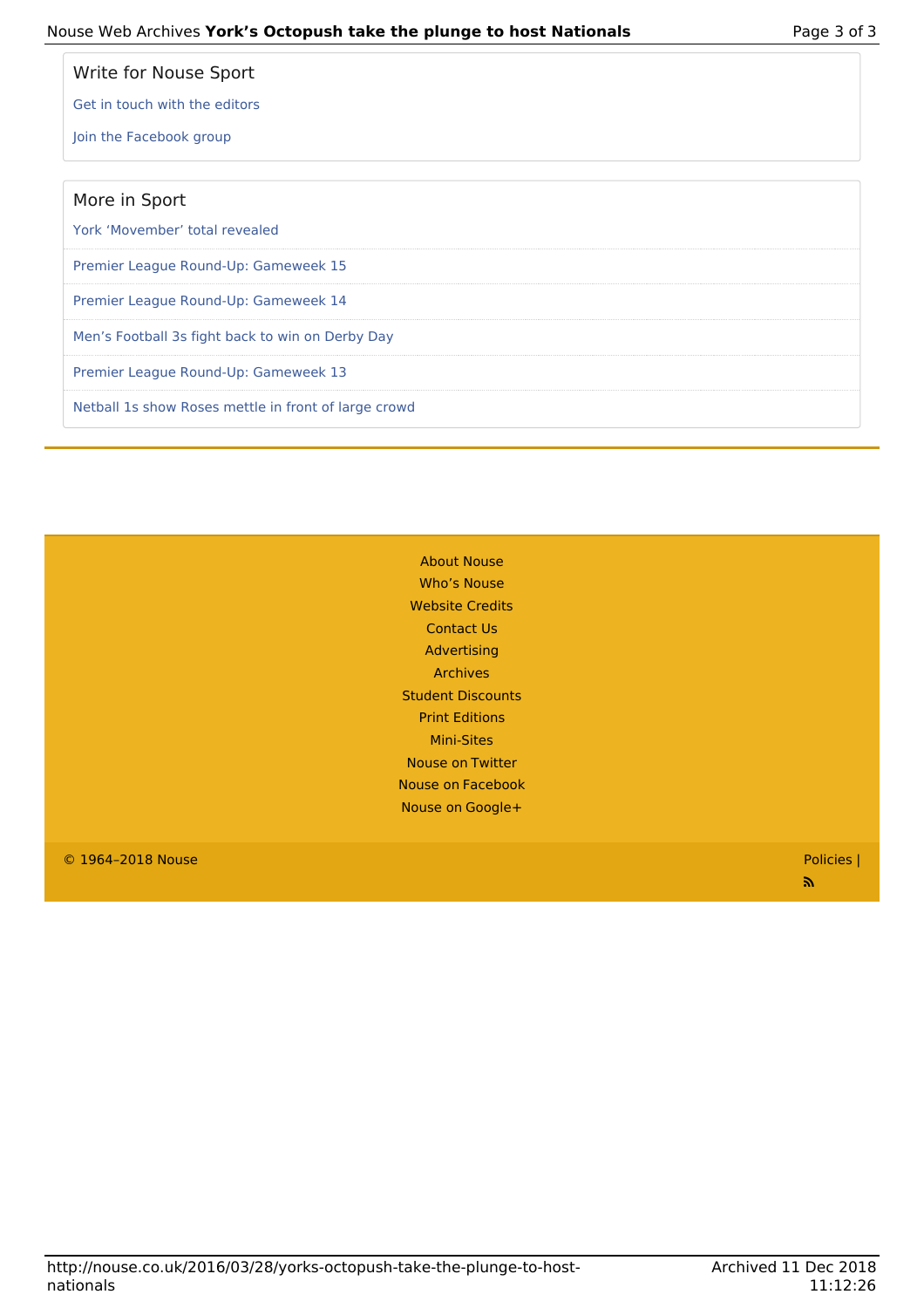### Write for Nouse Sport

Get in touch with the editors

Join the Facebook group

### More in Sport

- York 'Movember' total revealed
- Premier League Round-Up: Gameweek 15
- Premier League Round-Up: Gameweek 14
- Men's Football 3s fight back to win on Derby Day
- Premier League Round-Up: Gameweek 13
- Netball 1s show Roses mettle in front of large crowd

About Nouse
Who's Nouse
Website Credits
Contact Us
Advertising
Archives
Student Discounts
Print Editions
Mini-Sites
Nouse on Twitter
Nouse on Facebook
Nouse on Google+

© 1964–2018 Nouse

Policies |